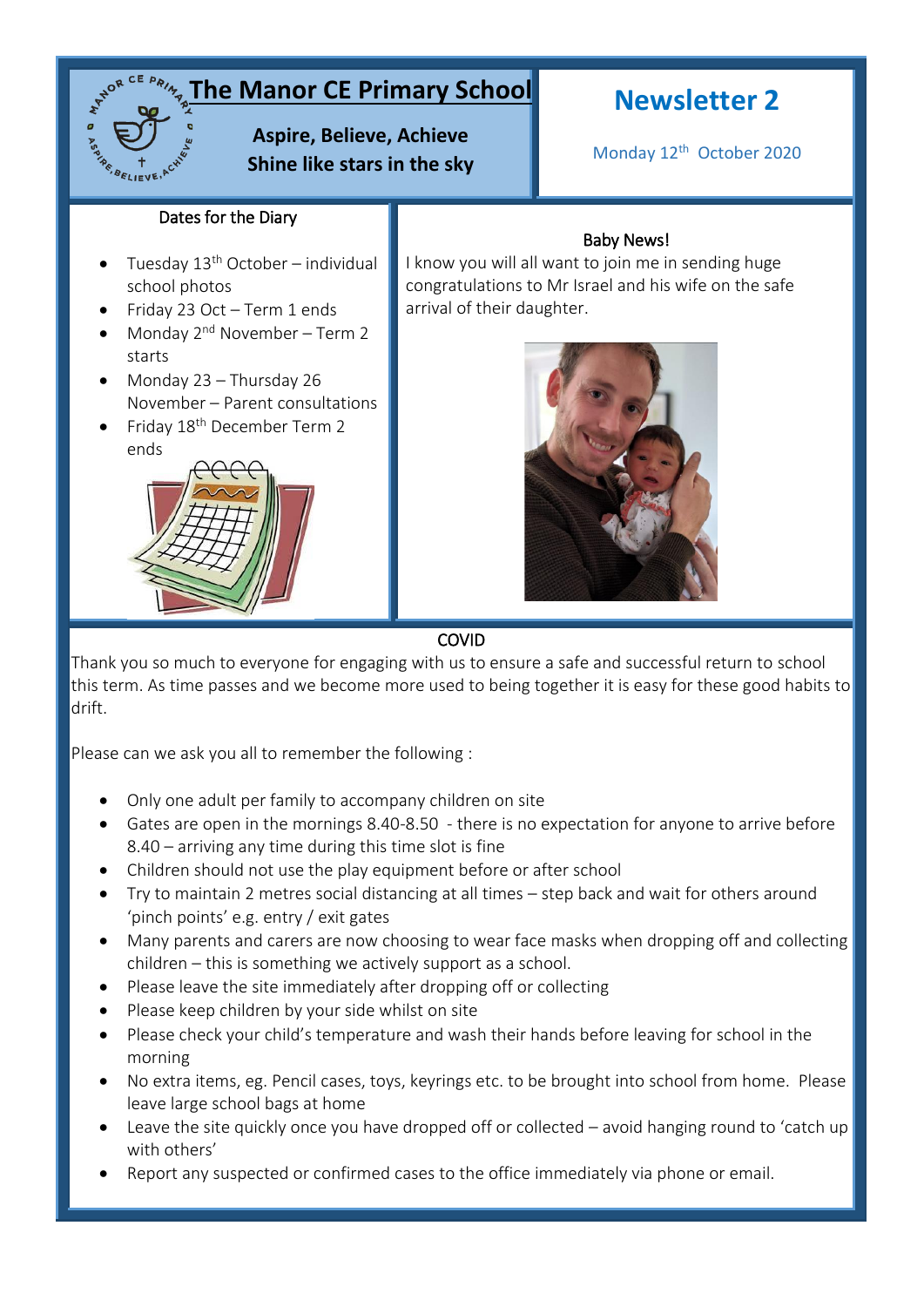# The Manor CE Primary School

**Aspire, Believe, Achieve**
**Shine like stars in the sky**

## Newsletter 2

Monday 12th October 2020

### Dates for the Diary

- Tuesday 13th October – individual school photos
- Friday 23 Oct – Term 1 ends
- Monday 2nd November – Term 2 starts
- Monday 23 – Thursday 26 November – Parent consultations
- Friday 18th December Term 2 ends

### Baby News!

I know you will all want to join me in sending huge congratulations to Mr Israel and his wife on the safe arrival of their daughter.

### COVID

Thank you so much to everyone for engaging with us to ensure a safe and successful return to school this term. As time passes and we become more used to being together it is easy for these good habits to drift.

Please can we ask you all to remember the following :

- Only one adult per family to accompany children on site
- Gates are open in the mornings 8.40-8.50 - there is no expectation for anyone to arrive before 8.40 – arriving any time during this time slot is fine
- Children should not use the play equipment before or after school
- Try to maintain 2 metres social distancing at all times – step back and wait for others around 'pinch points' e.g. entry / exit gates
- Many parents and carers are now choosing to wear face masks when dropping off and collecting children – this is something we actively support as a school.
- Please leave the site immediately after dropping off or collecting
- Please keep children by your side whilst on site
- Please check your child's temperature and wash their hands before leaving for school in the morning
- No extra items, eg. Pencil cases, toys, keyrings etc. to be brought into school from home. Please leave large school bags at home
- Leave the site quickly once you have dropped off or collected – avoid hanging round to 'catch up with others'
- Report any suspected or confirmed cases to the office immediately via phone or email.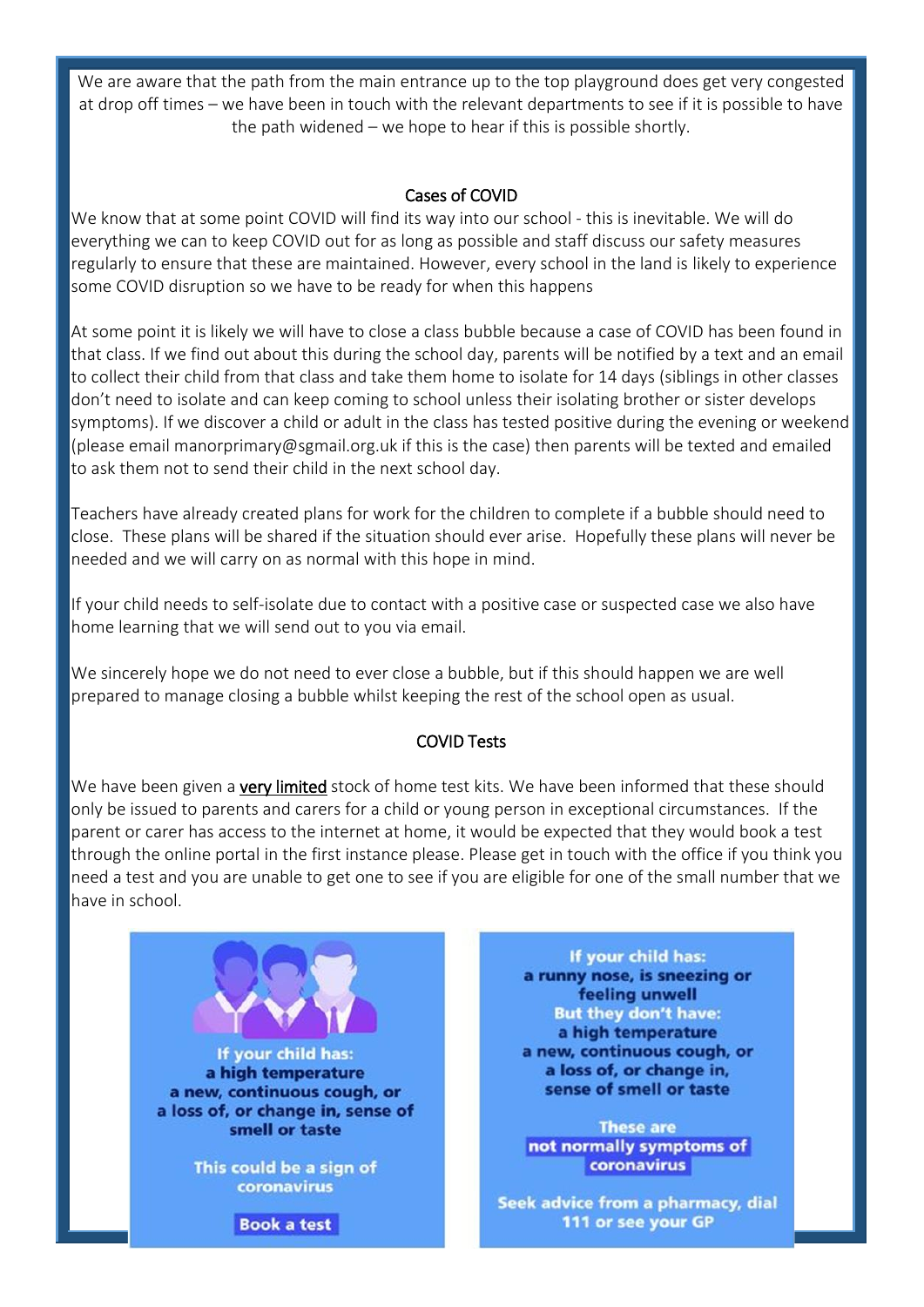We are aware that the path from the main entrance up to the top playground does get very congested at drop off times – we have been in touch with the relevant departments to see if it is possible to have the path widened – we hope to hear if this is possible shortly.

## Cases of COVID

We know that at some point COVID will find its way into our school - this is inevitable. We will do everything we can to keep COVID out for as long as possible and staff discuss our safety measures regularly to ensure that these are maintained. However, every school in the land is likely to experience some COVID disruption so we have to be ready for when this happens

At some point it is likely we will have to close a class bubble because a case of COVID has been found in that class. If we find out about this during the school day, parents will be notified by a text and an email to collect their child from that class and take them home to isolate for 14 days (siblings in other classes don't need to isolate and can keep coming to school unless their isolating brother or sister develops symptoms). If we discover a child or adult in the class has tested positive during the evening or weekend (please email manorprimary@sgmail.org.uk if this is the case) then parents will be texted and emailed to ask them not to send their child in the next school day.

Teachers have already created plans for work for the children to complete if a bubble should need to close. These plans will be shared if the situation should ever arise. Hopefully these plans will never be needed and we will carry on as normal with this hope in mind.

If your child needs to self-isolate due to contact with a positive case or suspected case we also have home learning that we will send out to you via email.

We sincerely hope we do not need to ever close a bubble, but if this should happen we are well prepared to manage closing a bubble whilst keeping the rest of the school open as usual.

## COVID Tests

We have been given a **very limited** stock of home test kits. We have been informed that these should only be issued to parents and carers for a child or young person in exceptional circumstances. If the parent or carer has access to the internet at home, it would be expected that they would book a test through the online portal in the first instance please. Please get in touch with the office if you think you need a test and you are unable to get one to see if you are eligible for one of the small number that we have in school.

**If your child has:**
**a high temperature**
**a new, continuous cough, or**
**a loss of, or change in, sense of smell or taste**

**This could be a sign of coronavirus**

**Book a test**

**If your child has:**
**a runny nose, is sneezing or feeling unwell**
**But they don't have:**
**a high temperature**
**a new, continuous cough, or**
**a loss of, or change in, sense of smell or taste**

**These are not normally symptoms of coronavirus**

**Seek advice from a pharmacy, dial 111 or see your GP**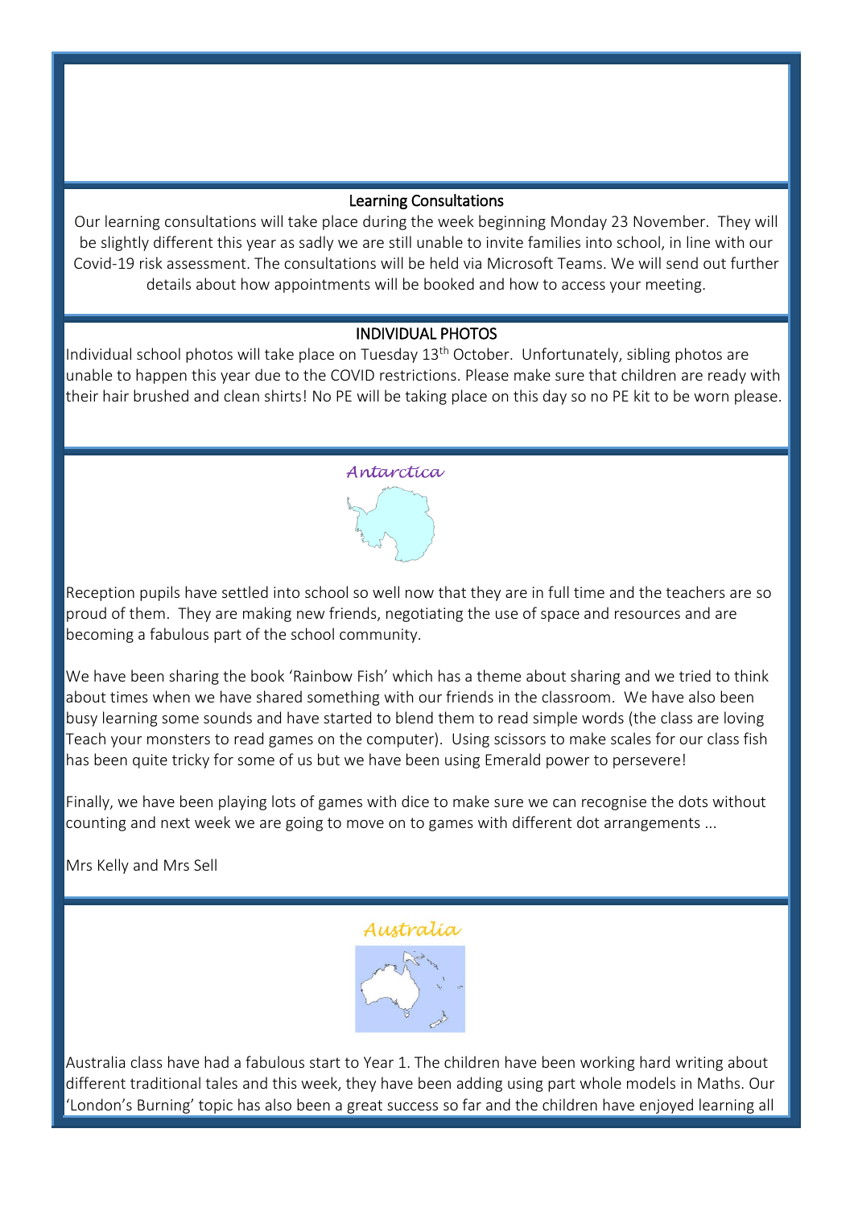## Learning Consultations

Our learning consultations will take place during the week beginning Monday 23 November. They will be slightly different this year as sadly we are still unable to invite families into school, in line with our Covid-19 risk assessment. The consultations will be held via Microsoft Teams. We will send out further details about how appointments will be booked and how to access your meeting.

## INDIVIDUAL PHOTOS

Individual school photos will take place on Tuesday 13th October. Unfortunately, sibling photos are unable to happen this year due to the COVID restrictions. Please make sure that children are ready with their hair brushed and clean shirts! No PE will be taking place on this day so no PE kit to be worn please.

## *Antarctica*

Reception pupils have settled into school so well now that they are in full time and the teachers are so proud of them. They are making new friends, negotiating the use of space and resources and are becoming a fabulous part of the school community.

We have been sharing the book 'Rainbow Fish' which has a theme about sharing and we tried to think about times when we have shared something with our friends in the classroom. We have also been busy learning some sounds and have started to blend them to read simple words (the class are loving Teach your monsters to read games on the computer). Using scissors to make scales for our class fish has been quite tricky for some of us but we have been using Emerald power to persevere!

Finally, we have been playing lots of games with dice to make sure we can recognise the dots without counting and next week we are going to move on to games with different dot arrangements ...

Mrs Kelly and Mrs Sell

## *Australia*

Australia class have had a fabulous start to Year 1. The children have been working hard writing about different traditional tales and this week, they have been adding using part whole models in Maths. Our 'London's Burning' topic has also been a great success so far and the children have enjoyed learning all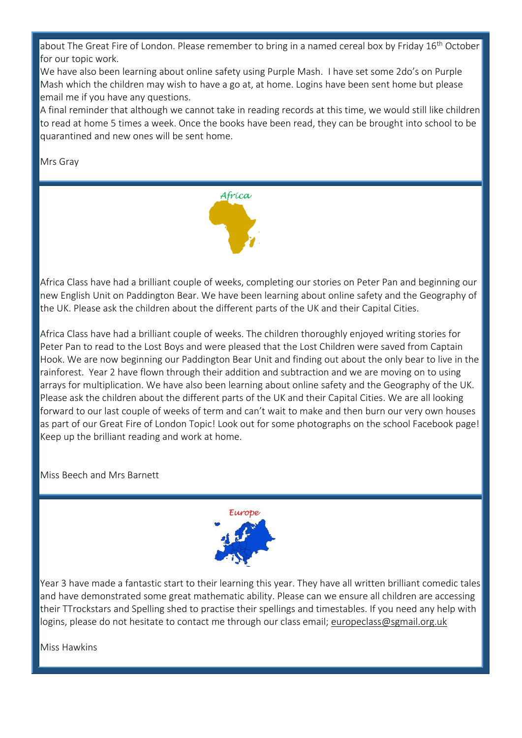about The Great Fire of London. Please remember to bring in a named cereal box by Friday 16th October for our topic work.

We have also been learning about online safety using Purple Mash. I have set some 2do's on Purple Mash which the children may wish to have a go at, at home. Logins have been sent home but please email me if you have any questions.

A final reminder that although we cannot take in reading records at this time, we would still like children to read at home 5 times a week. Once the books have been read, they can be brought into school to be quarantined and new ones will be sent home.

Mrs Gray

## *Africa*

Africa Class have had a brilliant couple of weeks, completing our stories on Peter Pan and beginning our new English Unit on Paddington Bear. We have been learning about online safety and the Geography of the UK. Please ask the children about the different parts of the UK and their Capital Cities.

Africa Class have had a brilliant couple of weeks. The children thoroughly enjoyed writing stories for Peter Pan to read to the Lost Boys and were pleased that the Lost Children were saved from Captain Hook. We are now beginning our Paddington Bear Unit and finding out about the only bear to live in the rainforest. Year 2 have flown through their addition and subtraction and we are moving on to using arrays for multiplication. We have also been learning about online safety and the Geography of the UK. Please ask the children about the different parts of the UK and their Capital Cities. We are all looking forward to our last couple of weeks of term and can't wait to make and then burn our very own houses as part of our Great Fire of London Topic! Look out for some photographs on the school Facebook page! Keep up the brilliant reading and work at home.

Miss Beech and Mrs Barnett

## *Europe*

Year 3 have made a fantastic start to their learning this year. They have all written brilliant comedic tales and have demonstrated some great mathematic ability. Please can we ensure all children are accessing their TTrockstars and Spelling shed to practise their spellings and timestables. If you need any help with logins, please do not hesitate to contact me through our class email; europeclass@sgmail.org.uk

Miss Hawkins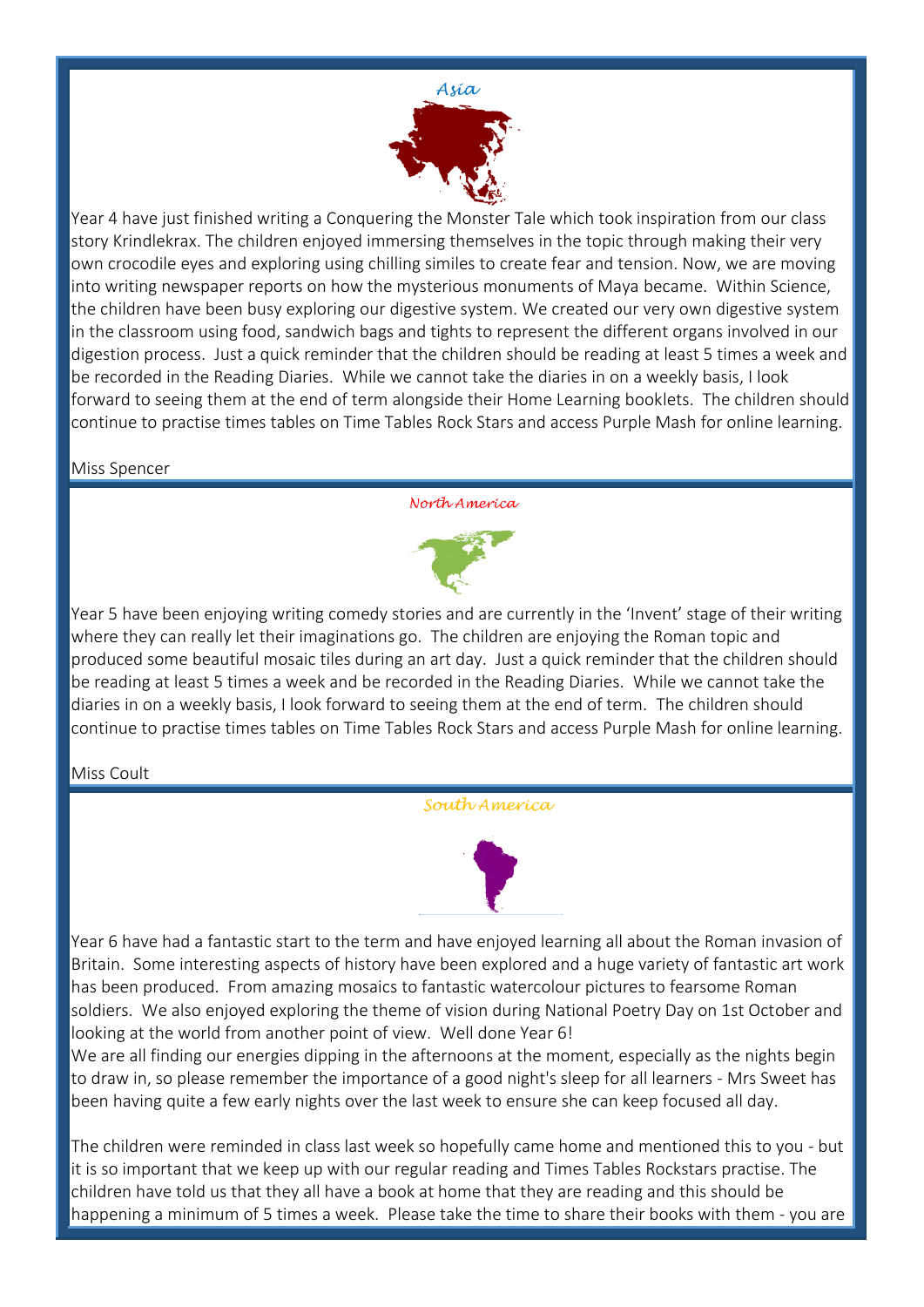## *Asia*

Year 4 have just finished writing a Conquering the Monster Tale which took inspiration from our class story Krindlekrax. The children enjoyed immersing themselves in the topic through making their very own crocodile eyes and exploring using chilling similes to create fear and tension. Now, we are moving into writing newspaper reports on how the mysterious monuments of Maya became. Within Science, the children have been busy exploring our digestive system. We created our very own digestive system in the classroom using food, sandwich bags and tights to represent the different organs involved in our digestion process. Just a quick reminder that the children should be reading at least 5 times a week and be recorded in the Reading Diaries. While we cannot take the diaries in on a weekly basis, I look forward to seeing them at the end of term alongside their Home Learning booklets. The children should continue to practise times tables on Time Tables Rock Stars and access Purple Mash for online learning.

Miss Spencer

## *North America*

Year 5 have been enjoying writing comedy stories and are currently in the 'Invent' stage of their writing where they can really let their imaginations go. The children are enjoying the Roman topic and produced some beautiful mosaic tiles during an art day. Just a quick reminder that the children should be reading at least 5 times a week and be recorded in the Reading Diaries. While we cannot take the diaries in on a weekly basis, I look forward to seeing them at the end of term. The children should continue to practise times tables on Time Tables Rock Stars and access Purple Mash for online learning.

Miss Coult

## *South America*

Year 6 have had a fantastic start to the term and have enjoyed learning all about the Roman invasion of Britain. Some interesting aspects of history have been explored and a huge variety of fantastic art work has been produced. From amazing mosaics to fantastic watercolour pictures to fearsome Roman soldiers. We also enjoyed exploring the theme of vision during National Poetry Day on 1st October and looking at the world from another point of view. Well done Year 6!

We are all finding our energies dipping in the afternoons at the moment, especially as the nights begin to draw in, so please remember the importance of a good night's sleep for all learners - Mrs Sweet has been having quite a few early nights over the last week to ensure she can keep focused all day.

The children were reminded in class last week so hopefully came home and mentioned this to you - but it is so important that we keep up with our regular reading and Times Tables Rockstars practise. The children have told us that they all have a book at home that they are reading and this should be happening a minimum of 5 times a week. Please take the time to share their books with them - you are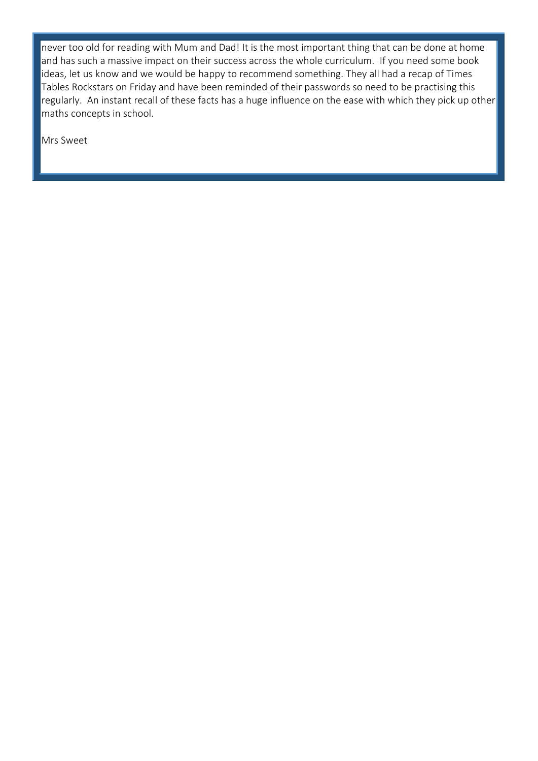never too old for reading with Mum and Dad! It is the most important thing that can be done at home and has such a massive impact on their success across the whole curriculum.  If you need some book ideas, let us know and we would be happy to recommend something. They all had a recap of Times Tables Rockstars on Friday and have been reminded of their passwords so need to be practising this regularly.  An instant recall of these facts has a huge influence on the ease with which they pick up other maths concepts in school.

Mrs Sweet